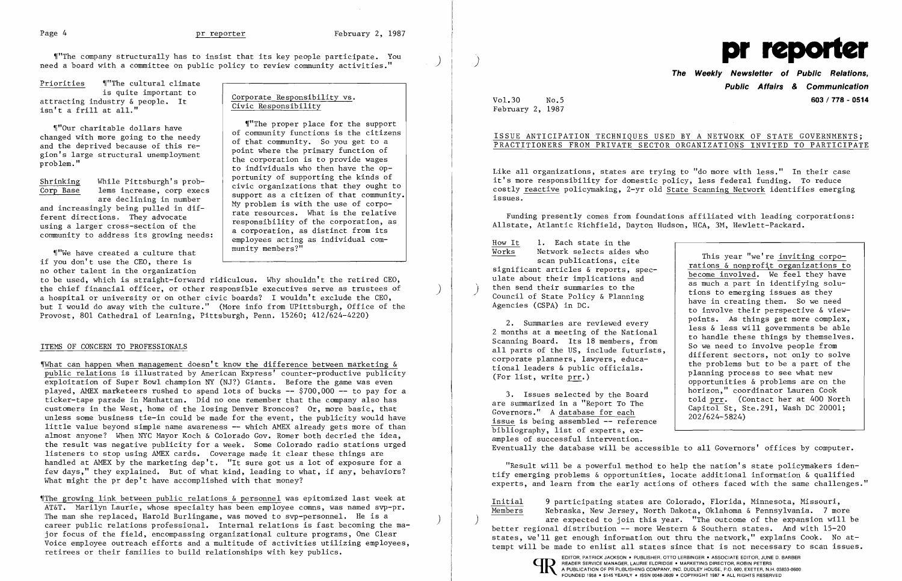¶"The company structurally has to insist that its key people participate. You need a board with a committee on public policy to review community activities."

**Priorities** ¶"The cultural climate is quite important to attracting industry & people. It isn't a frill at all."

¶"Our charitable dollars have changed with more going to the needy and the deprived because of this region's large structural unemployment problem."

**Shrinking Corp Base** While Pittsburgh's problems increase, corp execs are declining in number and increasingly being pulled in different directions. They advocate using a larger cross-section of the community to address its growing needs:

¶"We have created a culture that if you don't use the CEO, there is no other talent in the organization to be used, which is straight-forward ridiculous. Why shouldn't the retired CEO, the chief financial officer, or other responsible executives serve as trustees of a hospital or university or on other civic boards? I wouldn't exclude the CEO, but I would do away with the culture." (More info from UPittsburgh, Office of the Provost, 801 Cathedral of Learning, Pittsburgh, Penn. 15260; 412/624-4220)

> **Corporate Responsibility vs. Civic Responsibility**
>
> ¶"The proper place for the support of community functions is the citizens of that community. So you get to a point where the primary function of the corporation is to provide wages to individuals who then have the opportunity of supporting the kinds of civic organizations that they ought to support as a citizen of that community. My problem is with the use of corporate resources. What is the relative responsibility of the corporation, as a corporation, as distinct from its employees acting as individual community members?"

## ITEMS OF CONCERN TO PROFESSIONALS

¶What can happen when management doesn't know the difference between marketing & public relations is illustrated by American Express' counter-productive publicity exploitation of Super Bowl champion NY (NJ?) Giants. Before the game was even played, AMEX marketeers rushed to spend lots of bucks -- $700,000 -- to pay for a ticker-tape parade in Manhattan. Did no one remember that the company also has customers in the West, home of the losing Denver Broncos? Or, more basic, that unless some business tie-in could be made for the event, the publicity would have little value beyond simple name awareness -- which AMEX already gets more of than almost anyone? When NYC Mayor Koch & Colorado Gov. Romer both decried the idea, the result was negative publicity for a week. Some Colorado radio stations urged listeners to stop using AMEX cards. Coverage made it clear these things are handled at AMEX by the marketing dep't. "It sure got us a lot of exposure for a few days," they explained. But of what kind, leading to what, if any, behaviors? What might the pr dep't have accomplished with that money?

¶The growing link between public relations & personnel was epitomized last week at AT&T. Marilyn Laurie, whose specialty has been employee comns, was named svp-pr. The man she replaced, Harold Burlingame, was moved to svp-personnel. He is a career public relations professional. Internal relations is fast becoming the major focus of the field, encompassing organizational culture programs, One Clear Voice employee outreach efforts and a multitude of activities utilizing employees, retirees or their families to build relationships with key publics.

# pr reporter

**The Weekly Newsletter of Public Relations, Public Affairs & Communication**

**603 / 778 - 0514**

Vol.30 No.5
February 2, 1987

## ISSUE ANTICIPATION TECHNIQUES USED BY A NETWORK OF STATE GOVERNMENTS; PRACTITIONERS FROM PRIVATE SECTOR ORGANIZATIONS INVITED TO PARTICIPATE

Like all organizations, states are trying to "do more with less." In their case it's more responsibility for domestic policy, less federal funding. To reduce costly reactive policymaking, 2-yr old State Scanning Network identifies emerging issues.

Funding presently comes from foundations affiliated with leading corporations: Allstate, Atlantic Richfield, Dayton Hudson, HCA, 3M, Hewlett-Packard.

**How It Works** 1. Each state in the Network selects aides who scan publications, cite significant articles & reports, speculate about their implications and then send their summaries to the Council of State Policy & Planning Agencies (CSPA) in DC.

2. Summaries are reviewed every 2 months at a meeting of the National Scanning Board. Its 18 members, from all parts of the US, include futurists, corporate planners, lawyers, educational leaders & public officials. (For list, write prr.)

3. Issues selected by the Board are summarized in a "Report To The Governors." A database for each issue is being assembled -- reference bibliography, list of experts, examples of successful intervention. Eventually the database will be accessible to all Governors' offices by computer.

> This year "we're inviting corporations & nonprofit organizations to become involved. We feel they have as much a part in identifying solutions to emerging issues as they have in creating them. So we need to involve their perspective & viewpoints. As things get more complex, less & less will governments be able to handle these things by themselves. So we need to involve people from different sectors, not only to solve the problems but to be a part of the planning process to see what new opportunities & problems are on the horizon," coordinator Lauren Cook told prr. (Contact her at 400 North Capitol St, Ste.291, Wash DC 20001; 202/624-5824)

"Result will be a powerful method to help the nation's state policymakers identify emerging problems & opportunities, locate additional information & qualified experts, and learn from the early actions of others faced with the same challenges."

**Initial Members** 9 participating states are Colorado, Florida, Minnesota, Missouri, Nebraska, New Jersey, North Dakota, Oklahoma & Pennsylvania. 7 more are expected to join this year. "The outcome of the expansion will be better regional distribution -- more Western & Southern states. And with 15-20 states, we'll get enough information out thru the network," explains Cook. No attempt will be made to enlist all states since that is not necessary to scan issues.

EDITOR, PATRICK JACKSON • PUBLISHER, OTTO LERBINGER • ASSOCIATE EDITOR, JUNE D. BARBER
READER SERVICE MANAGER, LAURIE ELDRIDGE • MARKETING DIRECTOR, ROBIN PETERS
A PUBLICATION OF PR PUBLISHING COMPANY, INC. DUDLEY HOUSE, P.O. 600, EXETER, N.H. 03833-0600
FOUNDED 1958 • $145 YEARLY • ISSN 0048-2609 • COPYRIGHT 1987 • ALL RIGHTS RESERVED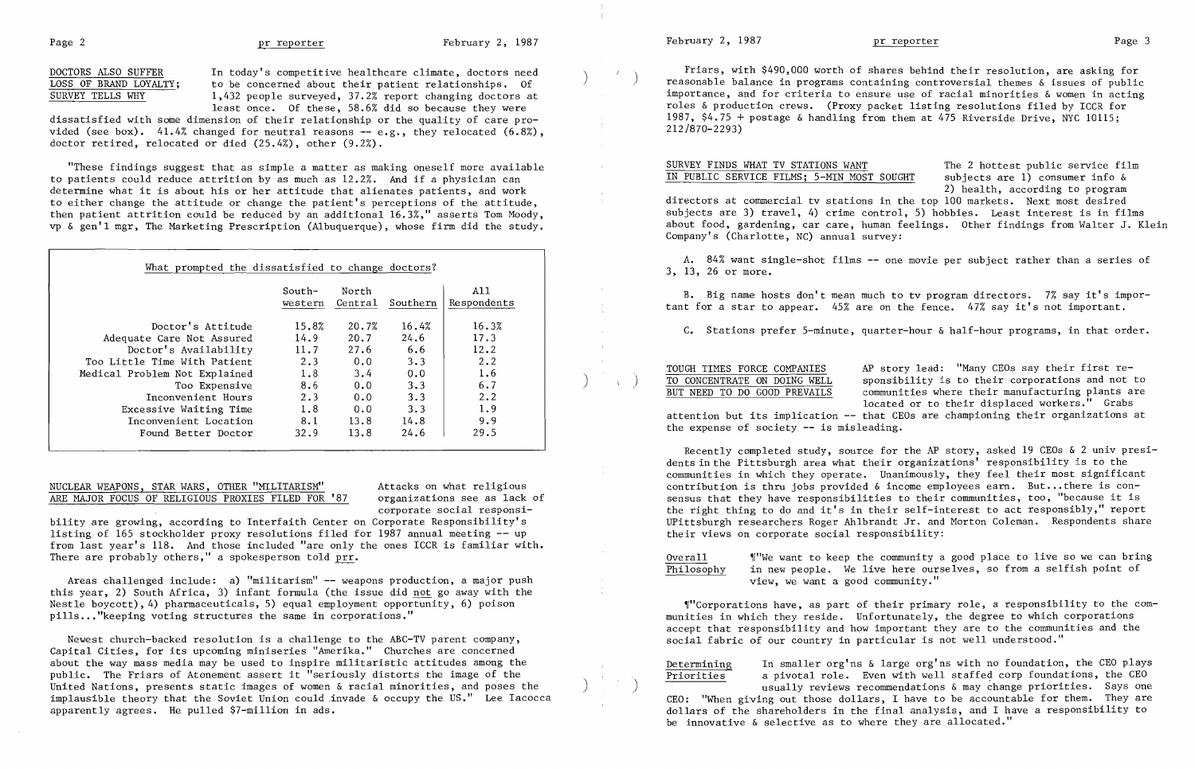## DOCTORS ALSO SUFFER LOSS OF BRAND LOYALTY; SURVEY TELLS WHY

In today's competitive healthcare climate, doctors need to be concerned about their patient relationships. Of 1,432 people surveyed, 37.2% report changing doctors at least once. Of these, 58.6% did so because they were dissatisfied with some dimension of their relationship or the quality of care provided (see box). 41.4% changed for neutral reasons -- e.g., they relocated (6.8%), doctor retired, relocated or died (25.4%), other (9.2%).

"These findings suggest that as simple a matter as making oneself more available to patients could reduce attrition by as much as 12.2%. And if a physician can determine what it is about his or her attitude that alienates patients, and work to either change the attitude or change the patient's perceptions of the attitude, then patient attrition could be reduced by an additional 16.3%," asserts Tom Moody, vp & gen'l mgr, The Marketing Prescription (Albuquerque), whose firm did the study.

What prompted the dissatisfied to change doctors?

| | South-western | North Central | Southern | All Respondents |
|---|---|---|---|---|
| Doctor's Attitude | 15.8% | 20.7% | 16.4% | 16.3% |
| Adequate Care Not Assured | 14.9 | 20.7 | 24.6 | 17.3 |
| Doctor's Availability | 11.7 | 27.6 | 6.6 | 12.2 |
| Too Little Time With Patient | 2.3 | 0.0 | 3.3 | 2.2 |
| Medical Problem Not Explained | 1.8 | 3.4 | 0.0 | 1.6 |
| Too Expensive | 8.6 | 0.0 | 3.3 | 6.7 |
| Inconvenient Hours | 2.3 | 0.0 | 3.3 | 2.2 |
| Excessive Waiting Time | 1.8 | 0.0 | 3.3 | 1.9 |
| Inconvenient Location | 8.1 | 13.8 | 14.8 | 9.9 |
| Found Better Doctor | 32.9 | 13.8 | 24.6 | 29.5 |

## NUCLEAR WEAPONS, STAR WARS, OTHER "MILITARISM" ARE MAJOR FOCUS OF RELIGIOUS PROXIES FILED FOR '87

Attacks on what religious organizations see as lack of corporate social responsibility are growing, according to Interfaith Center on Corporate Responsibility's listing of 165 stockholder proxy resolutions filed for 1987 annual meeting -- up from last year's 118. And those included "are only the ones ICCR is familiar with. There are probably others," a spokesperson told prr.

Areas challenged include: a) "militarism" -- weapons production, a major push this year, 2) South Africa, 3) infant formula (the issue did not go away with the Nestle boycott), 4) pharmaceuticals, 5) equal employment opportunity, 6) poison pills..."keeping voting structures the same in corporations."

Newest church-backed resolution is a challenge to the ABC-TV parent company, Capital Cities, for its upcoming miniseries "Amerika." Churches are concerned about the way mass media may be used to inspire militaristic attitudes among the public. The Friars of Atonement assert it "seriously distorts the image of the United Nations, presents static images of women & racial minorities, and poses the implausible theory that the Soviet Union could invade & occupy the US." Lee Iacocca apparently agrees. He pulled $7-million in ads.

Friars, with $490,000 worth of shares behind their resolution, are asking for reasonable balance in programs containing controversial themes & issues of public importance, and for criteria to ensure use of racial minorities & women in acting roles & production crews. (Proxy packet listing resolutions filed by ICCR for 1987, $4.75 + postage & handling from them at 475 Riverside Drive, NYC 10115; 212/870-2293)

## SURVEY FINDS WHAT TV STATIONS WANT IN PUBLIC SERVICE FILMS; 5-MIN MOST SOUGHT

The 2 hottest public service film subjects are 1) consumer info & 2) health, according to program directors at commercial tv stations in the top 100 markets. Next most desired subjects are 3) travel, 4) crime control, 5) hobbies. Least interest is in films about food, gardening, car care, human feelings. Other findings from Walter J. Klein Company's (Charlotte, NC) annual survey:

A. 84% want single-shot films -- one movie per subject rather than a series of 3, 13, 26 or more.

B. Big name hosts don't mean much to tv program directors. 7% say it's important for a star to appear. 45% are on the fence. 47% say it's not important.

C. Stations prefer 5-minute, quarter-hour & half-hour programs, in that order.

## TOUGH TIMES FORCE COMPANIES TO CONCENTRATE ON DOING WELL BUT NEED TO DO GOOD PREVAILS

AP story lead: "Many CEOs say their first responsibility is to their corporations and not to communities where their manufacturing plants are located or to their displaced workers." Grabs attention but its implication -- that CEOs are championing their organizations at the expense of society -- is misleading.

Recently completed study, source for the AP story, asked 19 CEOs & 2 univ presidents in the Pittsburgh area what their organizations' responsibility is to the communities in which they operate. Unanimously, they feel their most significant contribution is thru jobs provided & income employees earn. But...there is consensus that they have responsibilities to their communities, too, "because it is the right thing to do and it's in their self-interest to act responsibly," report UPittsburgh researchers Roger Ahlbrandt Jr. and Morton Coleman. Respondents share their views on corporate social responsibility:

**Overall Philosophy** ¶"We want to keep the community a good place to live so we can bring in new people. We live here ourselves, so from a selfish point of view, we want a good community."

¶"Corporations have, as part of their primary role, a responsibility to the communities in which they reside. Unfortunately, the degree to which corporations accept that responsibility and how important they are to the communities and the social fabric of our country in particular is not well understood."

**Determining Priorities** In smaller org'ns & large org'ns with no foundation, the CEO plays a pivotal role. Even with well staffed corp foundations, the CEO usually reviews recommendations & may change priorities. Says one CEO: "When giving out those dollars, I have to be accountable for them. They are dollars of the shareholders in the final analysis, and I have a responsibility to be innovative & selective as to where they are allocated."